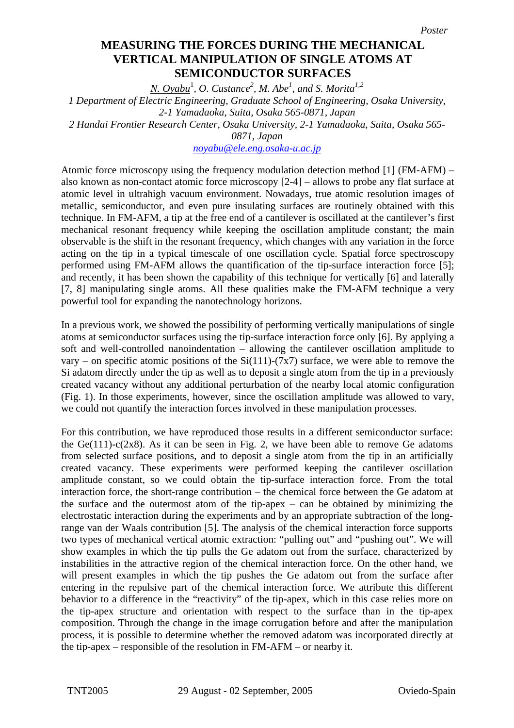Poster

# MEASURING THE FORCES DURING THE MECHANICAL VERTICAL MANIPULATION OF SINGLE ATOMS AT SEMICONDUCTOR SURFACES

*N. Oyabu*[1], *O. Custance*[2], *M. Abe*[1], *and S. Morita*[1,2]

*1 Department of Electric Engineering, Graduate School of Engineering, Osaka University, 2-1 Yamadaoka, Suita, Osaka 565-0871, Japan*

*2 Handai Frontier Research Center, Osaka University, 2-1 Yamadaoka, Suita, Osaka 565-0871, Japan*

*noyabu@ele.eng.osaka-u.ac.jp*

Atomic force microscopy using the frequency modulation detection method [1] (FM-AFM) – also known as non-contact atomic force microscopy [2-4] – allows to probe any flat surface at atomic level in ultrahigh vacuum environment. Nowadays, true atomic resolution images of metallic, semiconductor, and even pure insulating surfaces are routinely obtained with this technique. In FM-AFM, a tip at the free end of a cantilever is oscillated at the cantilever's first mechanical resonant frequency while keeping the oscillation amplitude constant; the main observable is the shift in the resonant frequency, which changes with any variation in the force acting on the tip in a typical timescale of one oscillation cycle. Spatial force spectroscopy performed using FM-AFM allows the quantification of the tip-surface interaction force [5]; and recently, it has been shown the capability of this technique for vertically [6] and laterally [7, 8] manipulating single atoms. All these qualities make the FM-AFM technique a very powerful tool for expanding the nanotechnology horizons.

In a previous work, we showed the possibility of performing vertically manipulations of single atoms at semiconductor surfaces using the tip-surface interaction force only [6]. By applying a soft and well-controlled nanoindentation – allowing the cantilever oscillation amplitude to vary – on specific atomic positions of the Si(111)-(7x7) surface, we were able to remove the Si adatom directly under the tip as well as to deposit a single atom from the tip in a previously created vacancy without any additional perturbation of the nearby local atomic configuration (Fig. 1). In those experiments, however, since the oscillation amplitude was allowed to vary, we could not quantify the interaction forces involved in these manipulation processes.

For this contribution, we have reproduced those results in a different semiconductor surface: the Ge(111)-c(2x8). As it can be seen in Fig. 2, we have been able to remove Ge adatoms from selected surface positions, and to deposit a single atom from the tip in an artificially created vacancy. These experiments were performed keeping the cantilever oscillation amplitude constant, so we could obtain the tip-surface interaction force. From the total interaction force, the short-range contribution – the chemical force between the Ge adatom at the surface and the outermost atom of the tip-apex – can be obtained by minimizing the electrostatic interaction during the experiments and by an appropriate subtraction of the long-range van der Waals contribution [5]. The analysis of the chemical interaction force supports two types of mechanical vertical atomic extraction: "pulling out" and "pushing out". We will show examples in which the tip pulls the Ge adatom out from the surface, characterized by instabilities in the attractive region of the chemical interaction force. On the other hand, we will present examples in which the tip pushes the Ge adatom out from the surface after entering in the repulsive part of the chemical interaction force. We attribute this different behavior to a difference in the "reactivity" of the tip-apex, which in this case relies more on the tip-apex structure and orientation with respect to the surface than in the tip-apex composition. Through the change in the image corrugation before and after the manipulation process, it is possible to determine whether the removed adatom was incorporated directly at the tip-apex – responsible of the resolution in FM-AFM – or nearby it.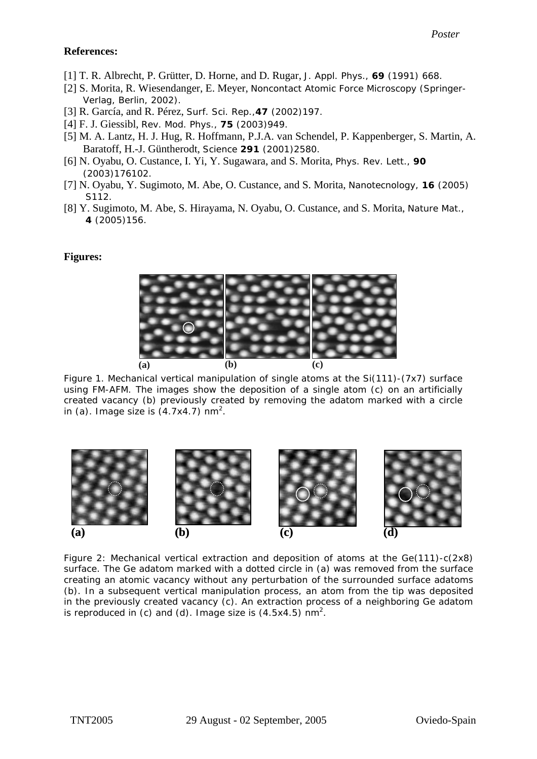**References:**

[1] T. R. Albrecht, P. Grütter, D. Horne, and D. Rugar, J. Appl. Phys., **69** (1991) 668.
[2] S. Morita, R. Wiesendanger, E. Meyer, Noncontact Atomic Force Microscopy (Springer-Verlag, Berlin, 2002).
[3] R. García, and R. Pérez, Surf. Sci. Rep.,**47** (2002)197.
[4] F. J. Giessibl, Rev. Mod. Phys., **75** (2003)949.
[5] M. A. Lantz, H. J. Hug, R. Hoffmann, P.J.A. van Schendel, P. Kappenberger, S. Martin, A. Baratoff, H.-J. Güntherodt, Science **291** (2001)2580.
[6] N. Oyabu, O. Custance, I. Yi, Y. Sugawara, and S. Morita, Phys. Rev. Lett., **90** (2003)176102.
[7] N. Oyabu, Y. Sugimoto, M. Abe, O. Custance, and S. Morita, Nanotecnology, **16** (2005) S112.
[8] Y. Sugimoto, M. Abe, S. Hirayama, N. Oyabu, O. Custance, and S. Morita, Nature Mat., **4** (2005)156.

**Figures:**

(a) (b) (c)

Figure 1. Mechanical vertical manipulation of single atoms at the Si(111)-(7x7) surface using FM-AFM. The images show the deposition of a single atom (c) on an artificially created vacancy (b) previously created by removing the adatom marked with a circle in (a). Image size is (4.7x4.7) $nm^2$.

(a) (b) (c) (d)

Figure 2: Mechanical vertical extraction and deposition of atoms at the Ge(111)-c(2x8) surface. The Ge adatom marked with a dotted circle in (a) was removed from the surface creating an atomic vacancy without any perturbation of the surrounded surface adatoms (b). In a subsequent vertical manipulation process, an atom from the tip was deposited in the previously created vacancy (c). An extraction process of a neighboring Ge adatom is reproduced in (c) and (d). Image size is (4.5x4.5) $nm^2$.